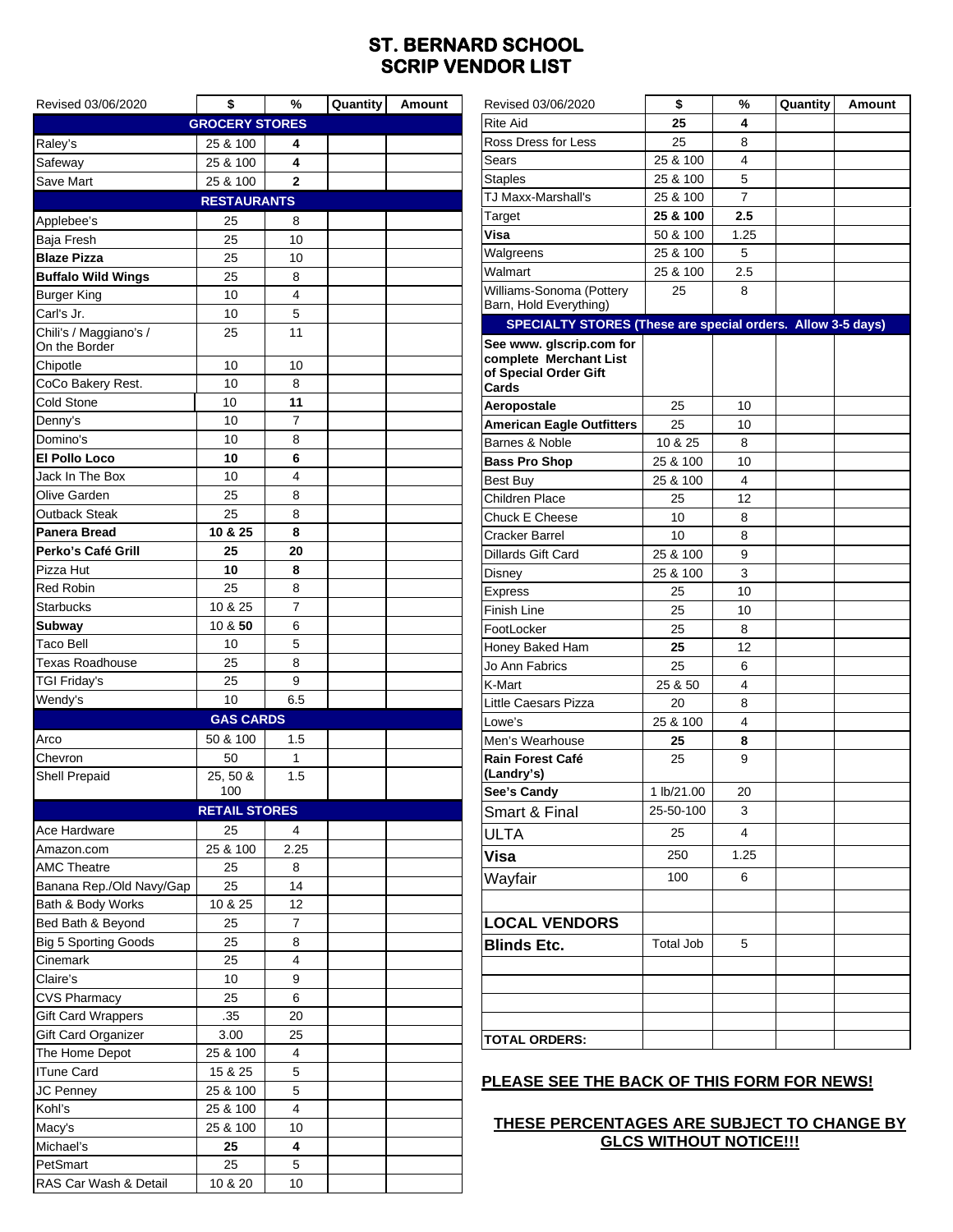# ST. BERNARD SCHOOL
# SCRIP VENDOR LIST

| Revised 03/06/2020 | $ | % | Quantity | Amount |
|---|---|---|---|---|
| **GROCERY STORES** | | | | |
| Raley's | 25 & 100 | **4** | | |
| Safeway | 25 & 100 | **4** | | |
| Save Mart | 25 & 100 | **2** | | |
| **RESTAURANTS** | | | | |
| Applebee's | 25 | 8 | | |
| Baja Fresh | 25 | 10 | | |
| **Blaze Pizza** | 25 | 10 | | |
| **Buffalo Wild Wings** | 25 | 8 | | |
| Burger King | 10 | 4 | | |
| Carl's Jr. | 10 | 5 | | |
| Chili's / Maggiano's / On the Border | 25 | 11 | | |
| Chipotle | 10 | 10 | | |
| CoCo Bakery Rest. | 10 | 8 | | |
| Cold Stone | 10 | **11** | | |
| Denny's | 10 | 7 | | |
| Domino's | 10 | 8 | | |
| **El Pollo Loco** | **10** | **6** | | |
| Jack In The Box | 10 | 4 | | |
| Olive Garden | 25 | 8 | | |
| Outback Steak | 25 | 8 | | |
| **Panera Bread** | **10 & 25** | **8** | | |
| **Perko's Café Grill** | **25** | **20** | | |
| Pizza Hut | **10** | **8** | | |
| Red Robin | 25 | 8 | | |
| Starbucks | 10 & 25 | 7 | | |
| **Subway** | 10 & **50** | 6 | | |
| Taco Bell | 10 | 5 | | |
| Texas Roadhouse | 25 | 8 | | |
| TGI Friday's | 25 | 9 | | |
| Wendy's | 10 | 6.5 | | |
| **GAS CARDS** | | | | |
| Arco | 50 & 100 | 1.5 | | |
| Chevron | 50 | 1 | | |
| Shell Prepaid | 25, 50 & 100 | 1.5 | | |
| **RETAIL STORES** | | | | |
| Ace Hardware | 25 | 4 | | |
| Amazon.com | 25 & 100 | 2.25 | | |
| AMC Theatre | 25 | 8 | | |
| Banana Rep./Old Navy/Gap | 25 | 14 | | |
| Bath & Body Works | 10 & 25 | 12 | | |
| Bed Bath & Beyond | 25 | 7 | | |
| Big 5 Sporting Goods | 25 | 8 | | |
| Cinemark | 25 | 4 | | |
| Claire's | 10 | 9 | | |
| CVS Pharmacy | 25 | 6 | | |
| Gift Card Wrappers | .35 | 20 | | |
| Gift Card Organizer | 3.00 | 25 | | |
| The Home Depot | 25 & 100 | 4 | | |
| ITune Card | 15 & 25 | 5 | | |
| JC Penney | 25 & 100 | 5 | | |
| Kohl's | 25 & 100 | 4 | | |
| Macy's | 25 & 100 | 10 | | |
| Michael's | **25** | **4** | | |
| PetSmart | 25 | 5 | | |
| RAS Car Wash & Detail | 10 & 20 | 10 | | |

| Revised 03/06/2020 | $ | % | Quantity | Amount |
|---|---|---|---|---|
| Rite Aid | **25** | **4** | | |
| Ross Dress for Less | 25 | 8 | | |
| Sears | 25 & 100 | 4 | | |
| Staples | 25 & 100 | 5 | | |
| TJ Maxx-Marshall's | 25 & 100 | 7 | | |
| Target | **25 & 100** | **2.5** | | |
| **Visa** | 50 & 100 | 1.25 | | |
| Walgreens | 25 & 100 | 5 | | |
| Walmart | 25 & 100 | 2.5 | | |
| Williams-Sonoma (Pottery Barn, Hold Everything) | 25 | 8 | | |
| **SPECIALTY STORES (These are special orders. Allow 3-5 days)** | | | | |
| **See www. glscrip.com for complete Merchant List of Special Order Gift Cards** | | | | |
| **Aeropostale** | 25 | 10 | | |
| **American Eagle Outfitters** | 25 | 10 | | |
| Barnes & Noble | 10 & 25 | 8 | | |
| **Bass Pro Shop** | 25 & 100 | 10 | | |
| Best Buy | 25 & 100 | 4 | | |
| Children Place | 25 | 12 | | |
| Chuck E Cheese | 10 | 8 | | |
| Cracker Barrel | 10 | 8 | | |
| Dillards Gift Card | 25 & 100 | 9 | | |
| Disney | 25 & 100 | 3 | | |
| Express | 25 | 10 | | |
| Finish Line | 25 | 10 | | |
| FootLocker | 25 | 8 | | |
| Honey Baked Ham | **25** | 12 | | |
| Jo Ann Fabrics | 25 | 6 | | |
| K-Mart | 25 & 50 | 4 | | |
| Little Caesars Pizza | 20 | 8 | | |
| Lowe's | 25 & 100 | 4 | | |
| Men's Wearhouse | **25** | **8** | | |
| **Rain Forest Café (Landry's)** | 25 | 9 | | |
| **See's Candy** | 1 lb/21.00 | 20 | | |
| Smart & Final | 25-50-100 | 3 | | |
| ULTA | 25 | 4 | | |
| **Visa** | 250 | 1.25 | | |
| Wayfair | 100 | 6 | | |
| | | | | |
| **LOCAL VENDORS** | | | | |
| **Blinds Etc.** | Total Job | 5 | | |
| | | | | |
| | | | | |
| | | | | |
| | | | | |
| **TOTAL ORDERS:** | | | | |

**PLEASE SEE THE BACK OF THIS FORM FOR NEWS!**

**THESE PERCENTAGES ARE SUBJECT TO CHANGE BY GLCS WITHOUT NOTICE!!!**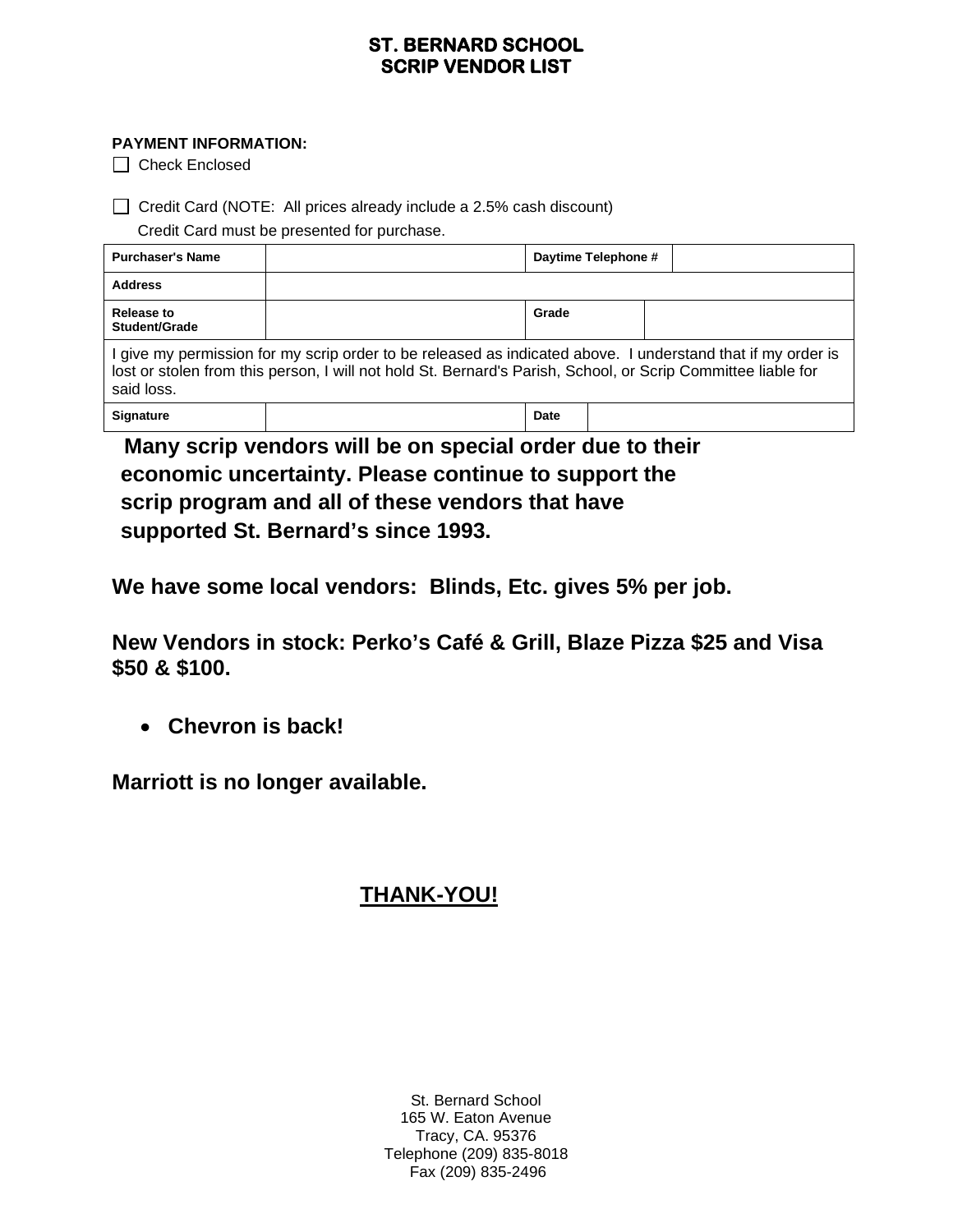# ST. BERNARD SCHOOL
# SCRIP VENDOR LIST

**PAYMENT INFORMATION:**

☐ Check Enclosed

☐ Credit Card (NOTE: All prices already include a 2.5% cash discount)
Credit Card must be presented for purchase.

| | | | |
|---|---|---|---|
| **Purchaser's Name** | | **Daytime Telephone #** | |
| **Address** | | | |
| **Release to Student/Grade** | | **Grade** | |
| I give my permission for my scrip order to be released as indicated above. I understand that if my order is lost or stolen from this person, I will not hold St. Bernard's Parish, School, or Scrip Committee liable for said loss. | | | |
| **Signature** | | **Date** | |

**Many scrip vendors will be on special order due to their economic uncertainty. Please continue to support the scrip program and all of these vendors that have supported St. Bernard's since 1993.**

**We have some local vendors: Blinds, Etc. gives 5% per job.**

**New Vendors in stock: Perko's Café & Grill, Blaze Pizza $25 and Visa $50 & $100.**

- **Chevron is back!**

**Marriott is no longer available.**

**<u>THANK-YOU!</u>**

St. Bernard School
165 W. Eaton Avenue
Tracy, CA. 95376
Telephone (209) 835-8018
Fax (209) 835-2496